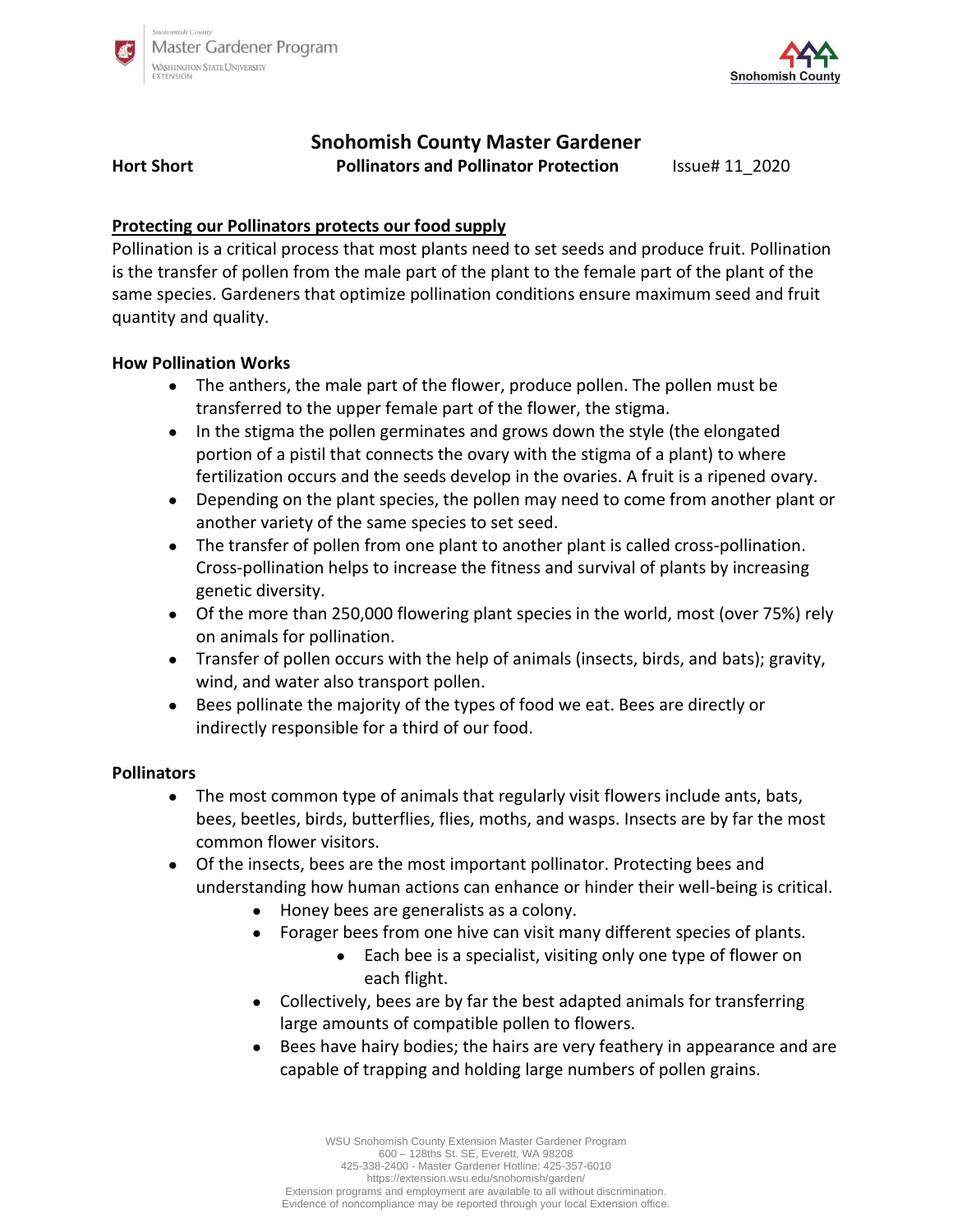# Snohomish County Master Gardener

**Hort Short** **Pollinators and Pollinator Protection** Issue# 11_2020

## Protecting our Pollinators protects our food supply

Pollination is a critical process that most plants need to set seeds and produce fruit. Pollination is the transfer of pollen from the male part of the plant to the female part of the plant of the same species. Gardeners that optimize pollination conditions ensure maximum seed and fruit quantity and quality.

### How Pollination Works

- The anthers, the male part of the flower, produce pollen. The pollen must be transferred to the upper female part of the flower, the stigma.
- In the stigma the pollen germinates and grows down the style (the elongated portion of a pistil that connects the ovary with the stigma of a plant) to where fertilization occurs and the seeds develop in the ovaries. A fruit is a ripened ovary.
- Depending on the plant species, the pollen may need to come from another plant or another variety of the same species to set seed.
- The transfer of pollen from one plant to another plant is called cross-pollination. Cross-pollination helps to increase the fitness and survival of plants by increasing genetic diversity.
- Of the more than 250,000 flowering plant species in the world, most (over 75%) rely on animals for pollination.
- Transfer of pollen occurs with the help of animals (insects, birds, and bats); gravity, wind, and water also transport pollen.
- Bees pollinate the majority of the types of food we eat. Bees are directly or indirectly responsible for a third of our food.

### Pollinators

- The most common type of animals that regularly visit flowers include ants, bats, bees, beetles, birds, butterflies, flies, moths, and wasps. Insects are by far the most common flower visitors.
- Of the insects, bees are the most important pollinator. Protecting bees and understanding how human actions can enhance or hinder their well-being is critical.
    - Honey bees are generalists as a colony.
    - Forager bees from one hive can visit many different species of plants.
        - Each bee is a specialist, visiting only one type of flower on each flight.
    - Collectively, bees are by far the best adapted animals for transferring large amounts of compatible pollen to flowers.
    - Bees have hairy bodies; the hairs are very feathery in appearance and are capable of trapping and holding large numbers of pollen grains.

WSU Snohomish County Extension Master Gardener Program
600 – 128ths St. SE, Everett, WA 98208
425-338-2400 - Master Gardener Hotline: 425-357-6010
https://extension.wsu.edu/snohomish/garden/
Extension programs and employment are available to all without discrimination.
Evidence of noncompliance may be reported through your local Extension office.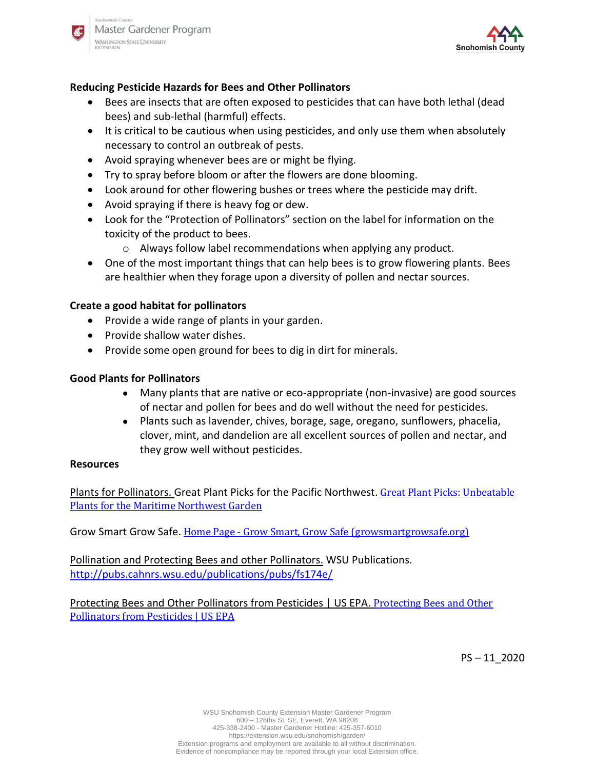### Reducing Pesticide Hazards for Bees and Other Pollinators

- Bees are insects that are often exposed to pesticides that can have both lethal (dead bees) and sub-lethal (harmful) effects.
- It is critical to be cautious when using pesticides, and only use them when absolutely necessary to control an outbreak of pests.
- Avoid spraying whenever bees are or might be flying.
- Try to spray before bloom or after the flowers are done blooming.
- Look around for other flowering bushes or trees where the pesticide may drift.
- Avoid spraying if there is heavy fog or dew.
- Look for the "Protection of Pollinators" section on the label for information on the toxicity of the product to bees.
  - Always follow label recommendations when applying any product.
- One of the most important things that can help bees is to grow flowering plants. Bees are healthier when they forage upon a diversity of pollen and nectar sources.

### Create a good habitat for pollinators

- Provide a wide range of plants in your garden.
- Provide shallow water dishes.
- Provide some open ground for bees to dig in dirt for minerals.

### Good Plants for Pollinators

- Many plants that are native or eco-appropriate (non-invasive) are good sources of nectar and pollen for bees and do well without the need for pesticides.
- Plants such as lavender, chives, borage, sage, oregano, sunflowers, phacelia, clover, mint, and dandelion are all excellent sources of pollen and nectar, and they grow well without pesticides.

### Resources

Plants for Pollinators. Great Plant Picks for the Pacific Northwest. Great Plant Picks: Unbeatable Plants for the Maritime Northwest Garden

Grow Smart Grow Safe. Home Page - Grow Smart, Grow Safe (growsmartgrowsafe.org)

Pollination and Protecting Bees and other Pollinators. WSU Publications. http://pubs.cahnrs.wsu.edu/publications/pubs/fs174e/

Protecting Bees and Other Pollinators from Pesticides | US EPA. Protecting Bees and Other Pollinators from Pesticides | US EPA

PS – 11_2020

WSU Snohomish County Extension Master Gardener Program
600 – 128ths St. SE, Everett, WA 98208
425-338-2400 - Master Gardener Hotline: 425-357-6010
https://extension.wsu.edu/snohomish/garden/
Extension programs and employment are available to all without discrimination.
Evidence of noncompliance may be reported through your local Extension office.